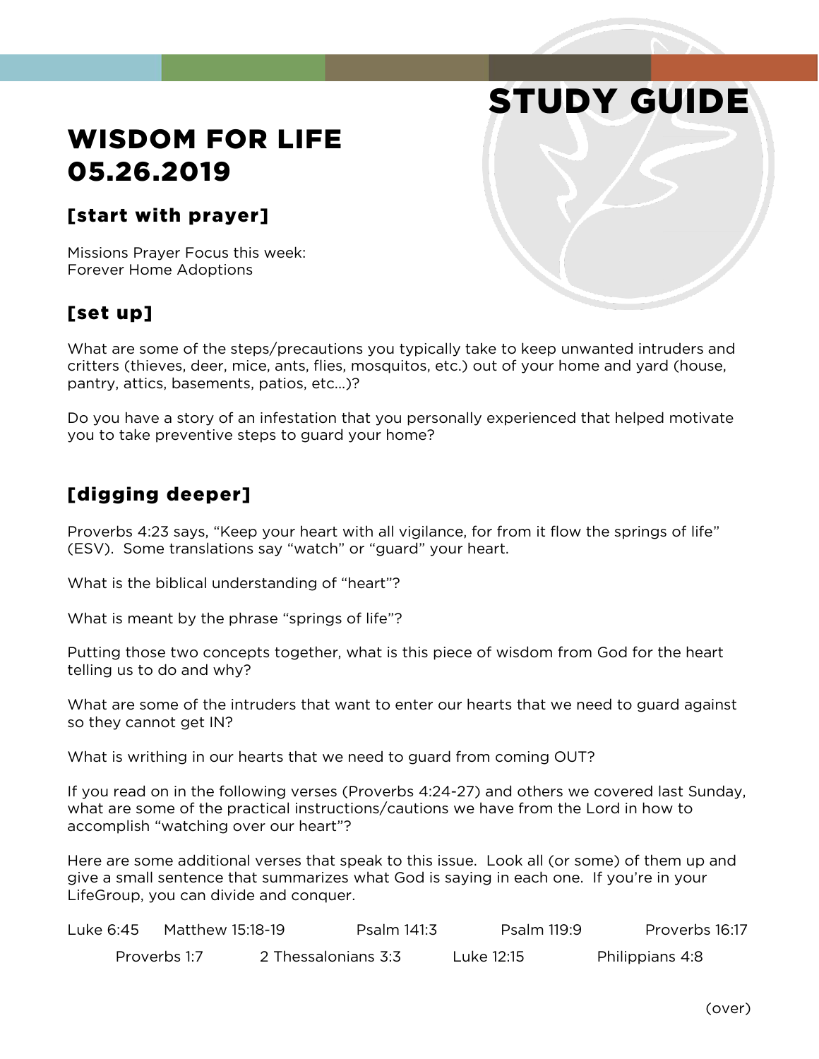# STUDY GUIDE

# WISDOM FOR LIFE
# 05.26.2019

## [start with prayer]

Missions Prayer Focus this week:
Forever Home Adoptions

## [set up]

What are some of the steps/precautions you typically take to keep unwanted intruders and critters (thieves, deer, mice, ants, flies, mosquitos, etc.) out of your home and yard (house, pantry, attics, basements, patios, etc...)?

Do you have a story of an infestation that you personally experienced that helped motivate you to take preventive steps to guard your home?

## [digging deeper]

Proverbs 4:23 says, "Keep your heart with all vigilance, for from it flow the springs of life" (ESV). Some translations say "watch" or "guard" your heart.

What is the biblical understanding of "heart"?

What is meant by the phrase "springs of life"?

Putting those two concepts together, what is this piece of wisdom from God for the heart telling us to do and why?

What are some of the intruders that want to enter our hearts that we need to guard against so they cannot get IN?

What is writhing in our hearts that we need to guard from coming OUT?

If you read on in the following verses (Proverbs 4:24-27) and others we covered last Sunday, what are some of the practical instructions/cautions we have from the Lord in how to accomplish "watching over our heart"?

Here are some additional verses that speak to this issue. Look all (or some) of them up and give a small sentence that summarizes what God is saying in each one. If you're in your LifeGroup, you can divide and conquer.

Luke 6:45 Matthew 15:18-19 Psalm 141:3 Psalm 119:9 Proverbs 16:17

Proverbs 1:7 2 Thessalonians 3:3 Luke 12:15 Philippians 4:8

(over)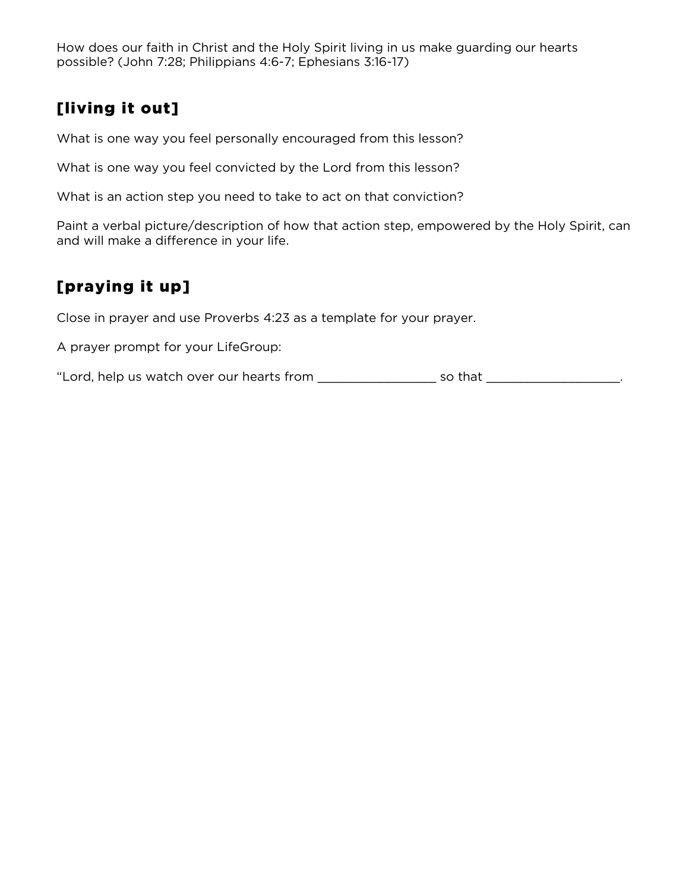How does our faith in Christ and the Holy Spirit living in us make guarding our hearts possible? (John 7:28; Philippians 4:6-7; Ephesians 3:16-17)

## [living it out]

What is one way you feel personally encouraged from this lesson?

What is one way you feel convicted by the Lord from this lesson?

What is an action step you need to take to act on that conviction?

Paint a verbal picture/description of how that action step, empowered by the Holy Spirit, can and will make a difference in your life.

## [praying it up]

Close in prayer and use Proverbs 4:23 as a template for your prayer.

A prayer prompt for your LifeGroup:

"Lord, help us watch over our hearts from _________________ so that ___________________.